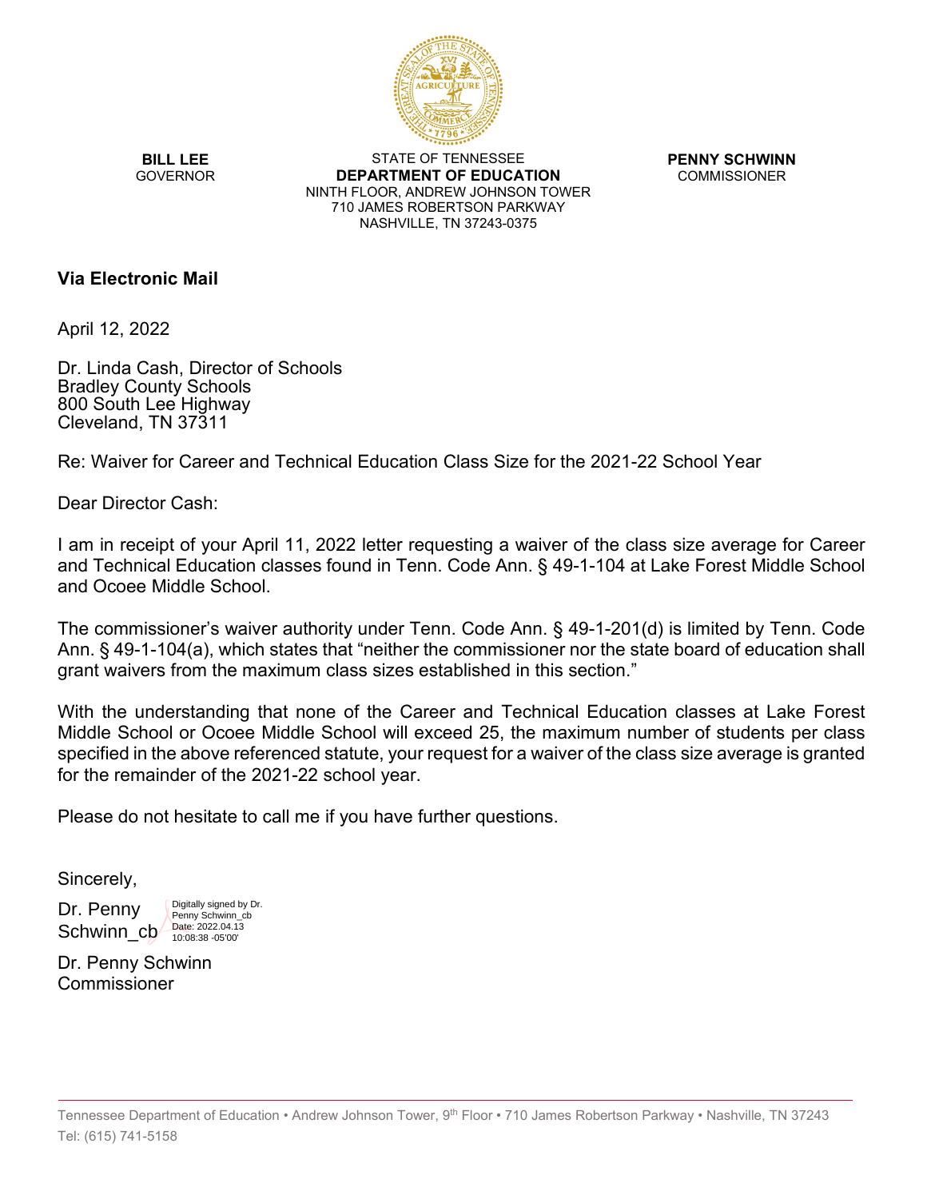**BILL LEE**
GOVERNOR

STATE OF TENNESSEE
**DEPARTMENT OF EDUCATION**
NINTH FLOOR, ANDREW JOHNSON TOWER
710 JAMES ROBERTSON PARKWAY
NASHVILLE, TN 37243-0375

**PENNY SCHWINN**
COMMISSIONER

**Via Electronic Mail**

April 12, 2022

Dr. Linda Cash, Director of Schools
Bradley County Schools
800 South Lee Highway
Cleveland, TN 37311

Re: Waiver for Career and Technical Education Class Size for the 2021-22 School Year

Dear Director Cash:

I am in receipt of your April 11, 2022 letter requesting a waiver of the class size average for Career and Technical Education classes found in Tenn. Code Ann. § 49-1-104 at Lake Forest Middle School and Ocoee Middle School.

The commissioner's waiver authority under Tenn. Code Ann. § 49-1-201(d) is limited by Tenn. Code Ann. § 49-1-104(a), which states that "neither the commissioner nor the state board of education shall grant waivers from the maximum class sizes established in this section."

With the understanding that none of the Career and Technical Education classes at Lake Forest Middle School or Ocoee Middle School will exceed 25, the maximum number of students per class specified in the above referenced statute, your request for a waiver of the class size average is granted for the remainder of the 2021-22 school year.

Please do not hesitate to call me if you have further questions.

Sincerely,

Dr. Penny Schwinn_cb
Digitally signed by Dr. Penny Schwinn_cb
Date: 2022.04.13 10:08:38 -05'00'

Dr. Penny Schwinn
Commissioner

Tennessee Department of Education • Andrew Johnson Tower, 9th Floor • 710 James Robertson Parkway • Nashville, TN 37243
Tel: (615) 741-5158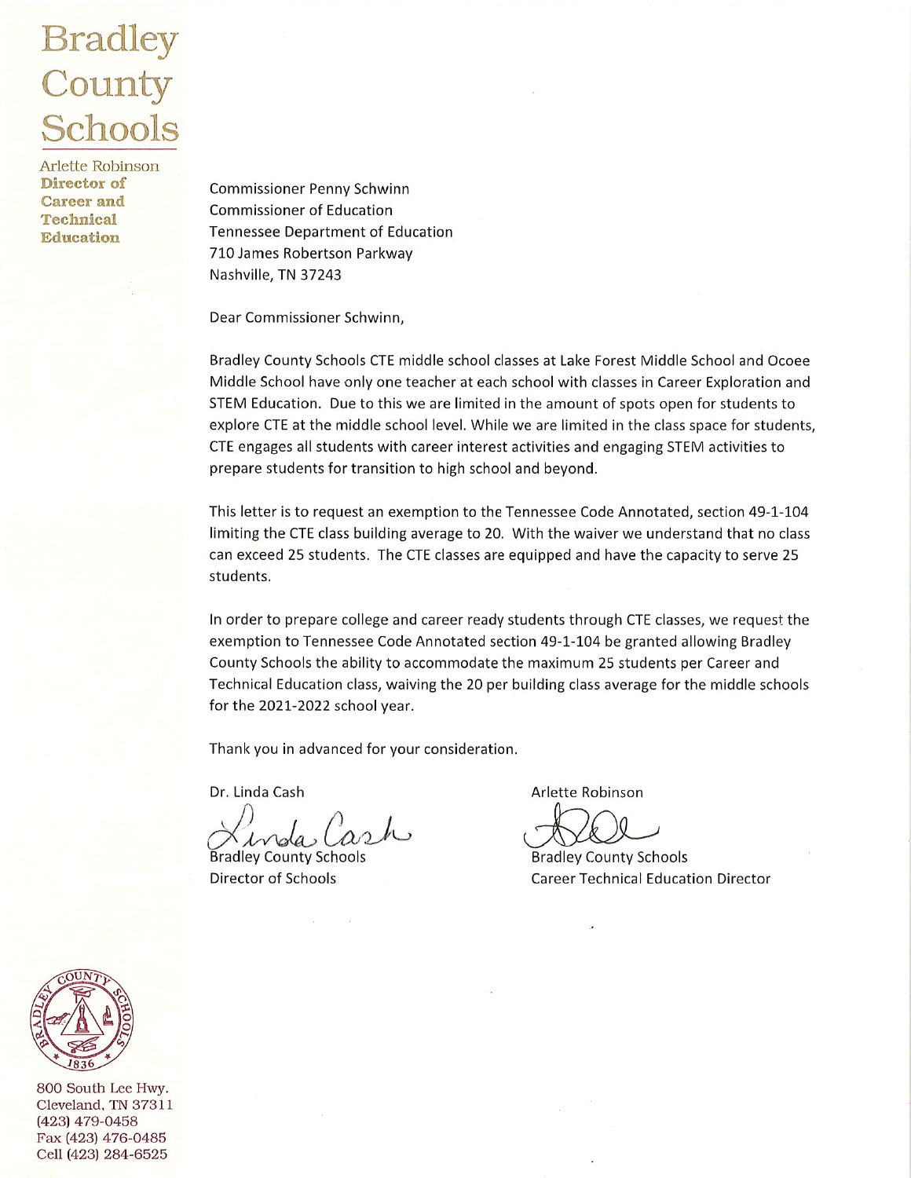# Bradley County Schools

Arlette Robinson
**Director of Career and Technical Education**

Commissioner Penny Schwinn
Commissioner of Education
Tennessee Department of Education
710 James Robertson Parkway
Nashville, TN 37243

Dear Commissioner Schwinn,

Bradley County Schools CTE middle school classes at Lake Forest Middle School and Ocoee Middle School have only one teacher at each school with classes in Career Exploration and STEM Education. Due to this we are limited in the amount of spots open for students to explore CTE at the middle school level. While we are limited in the class space for students, CTE engages all students with career interest activities and engaging STEM activities to prepare students for transition to high school and beyond.

This letter is to request an exemption to the Tennessee Code Annotated, section 49-1-104 limiting the CTE class building average to 20. With the waiver we understand that no class can exceed 25 students. The CTE classes are equipped and have the capacity to serve 25 students.

In order to prepare college and career ready students through CTE classes, we request the exemption to Tennessee Code Annotated section 49-1-104 be granted allowing Bradley County Schools the ability to accommodate the maximum 25 students per Career and Technical Education class, waiving the 20 per building class average for the middle schools for the 2021-2022 school year.

Thank you in advanced for your consideration.

Dr. Linda Cash
Bradley County Schools
Director of Schools

Arlette Robinson
Bradley County Schools
Career Technical Education Director

800 South Lee Hwy.
Cleveland, TN 37311
(423) 479-0458
Fax (423) 476-0485
Cell (423) 284-6525